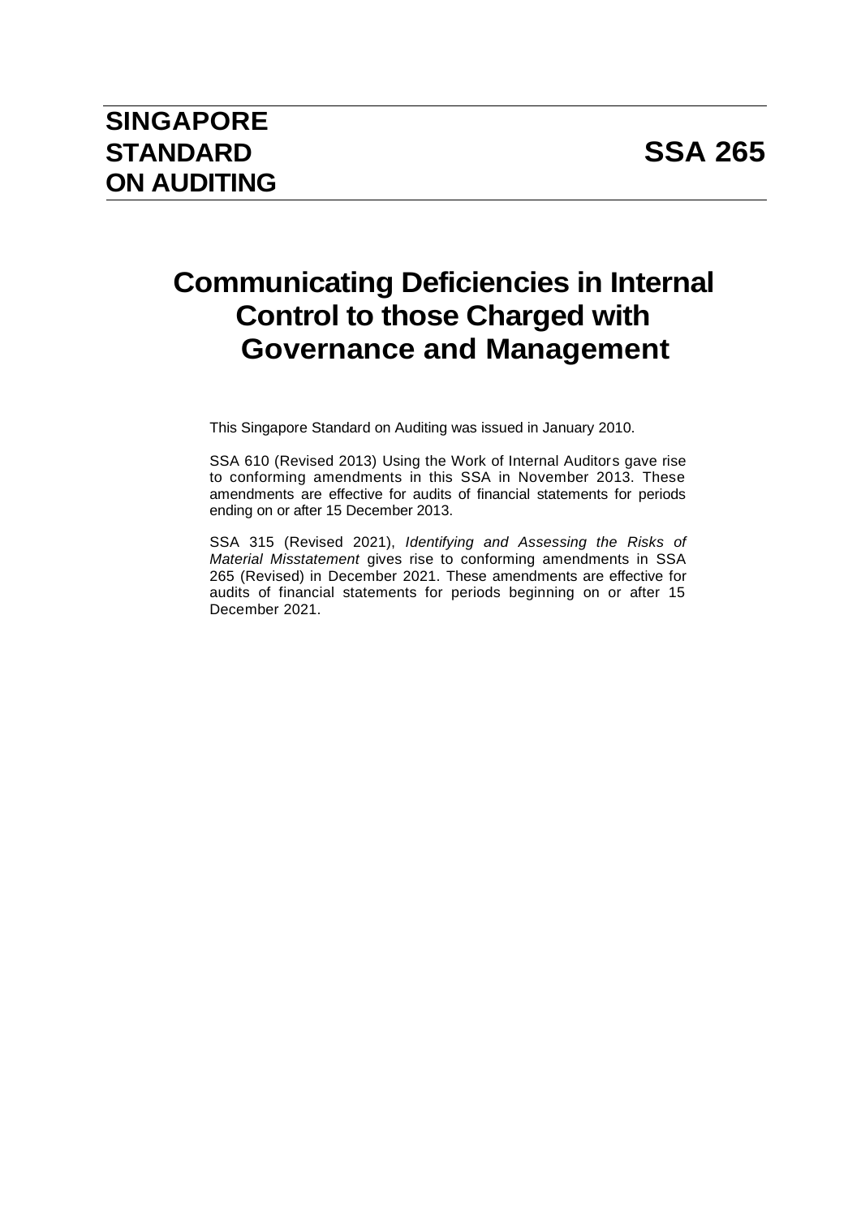**SINGAPORE STANDARD ON AUDITING**

**SSA 265**

# Communicating Deficiencies in Internal Control to those Charged with Governance and Management

This Singapore Standard on Auditing was issued in January 2010.

SSA 610 (Revised 2013) Using the Work of Internal Auditors gave rise to conforming amendments in this SSA in November 2013. These amendments are effective for audits of financial statements for periods ending on or after 15 December 2013.

SSA 315 (Revised 2021), *Identifying and Assessing the Risks of Material Misstatement* gives rise to conforming amendments in SSA 265 (Revised) in December 2021. These amendments are effective for audits of financial statements for periods beginning on or after 15 December 2021.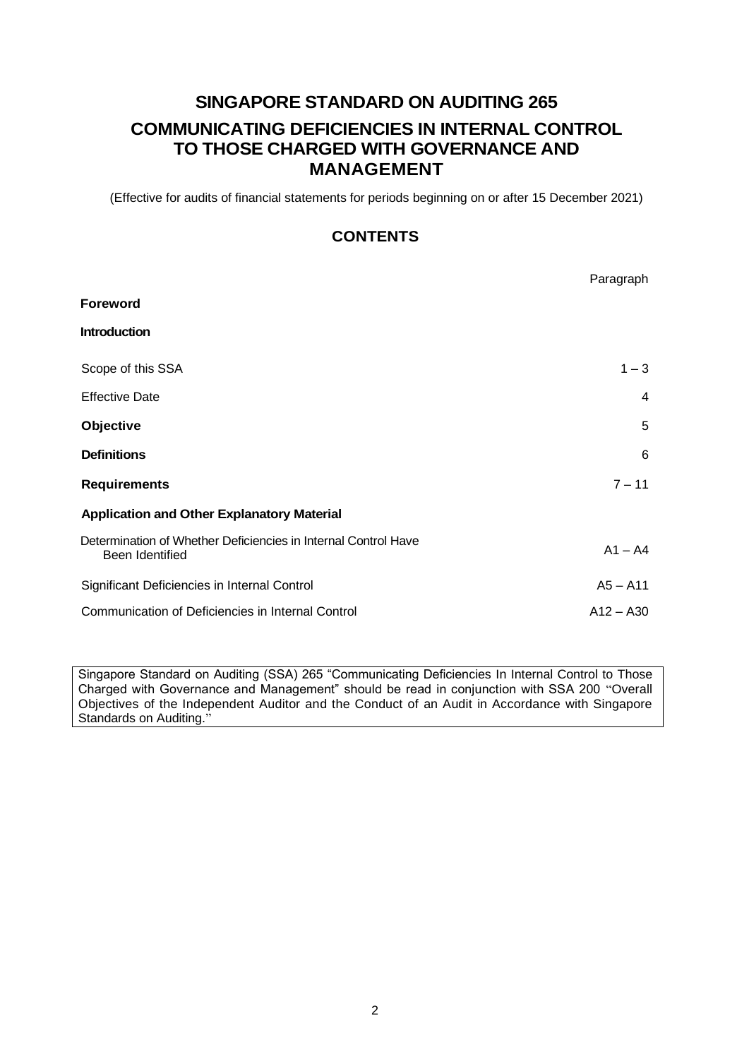# SINGAPORE STANDARD ON AUDITING 265

## COMMUNICATING DEFICIENCIES IN INTERNAL CONTROL TO THOSE CHARGED WITH GOVERNANCE AND MANAGEMENT

(Effective for audits of financial statements for periods beginning on or after 15 December 2021)

## CONTENTS

| | Paragraph |
|---|---|
| **Foreword** | |
| **Introduction** | |
| Scope of this SSA | 1 – 3 |
| Effective Date | 4 |
| **Objective** | 5 |
| **Definitions** | 6 |
| **Requirements** | 7 – 11 |
| **Application and Other Explanatory Material** | |
| Determination of Whether Deficiencies in Internal Control Have Been Identified | A1 – A4 |
| Significant Deficiencies in Internal Control | A5 – A11 |
| Communication of Deficiencies in Internal Control | A12 – A30 |

Singapore Standard on Auditing (SSA) 265 "Communicating Deficiencies In Internal Control to Those Charged with Governance and Management" should be read in conjunction with SSA 200 "Overall Objectives of the Independent Auditor and the Conduct of an Audit in Accordance with Singapore Standards on Auditing."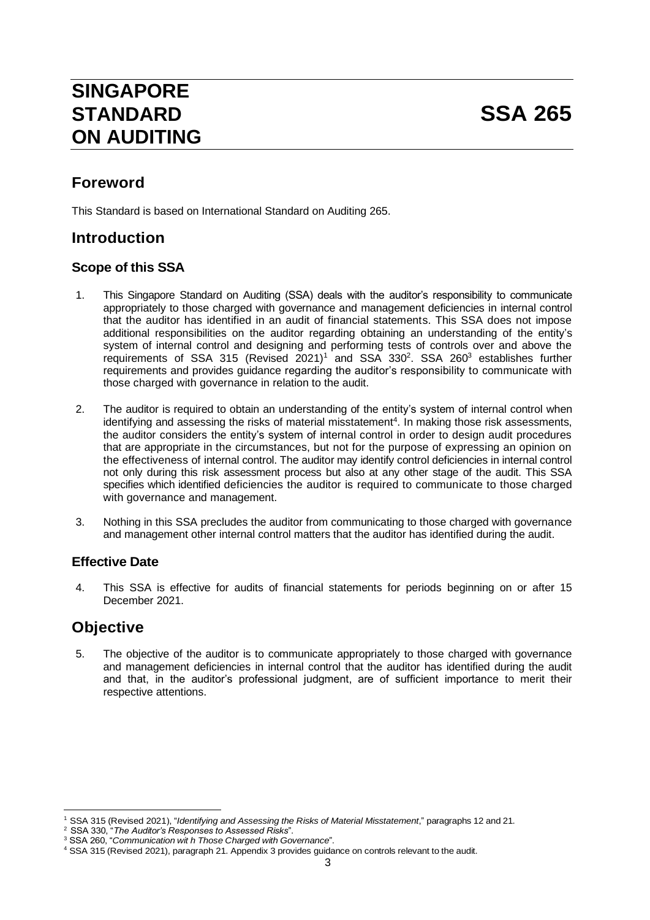# SINGAPORE STANDARD ON AUDITING

# SSA 265

## Foreword

This Standard is based on International Standard on Auditing 265.

## Introduction

### Scope of this SSA

1. This Singapore Standard on Auditing (SSA) deals with the auditor's responsibility to communicate appropriately to those charged with governance and management deficiencies in internal control that the auditor has identified in an audit of financial statements. This SSA does not impose additional responsibilities on the auditor regarding obtaining an understanding of the entity's system of internal control and designing and performing tests of controls over and above the requirements of SSA 315 (Revised 2021)[1] and SSA 330[2]. SSA 260[3] establishes further requirements and provides guidance regarding the auditor's responsibility to communicate with those charged with governance in relation to the audit.

2. The auditor is required to obtain an understanding of the entity's system of internal control when identifying and assessing the risks of material misstatement[4]. In making those risk assessments, the auditor considers the entity's system of internal control in order to design audit procedures that are appropriate in the circumstances, but not for the purpose of expressing an opinion on the effectiveness of internal control. The auditor may identify control deficiencies in internal control not only during this risk assessment process but also at any other stage of the audit. This SSA specifies which identified deficiencies the auditor is required to communicate to those charged with governance and management.

3. Nothing in this SSA precludes the auditor from communicating to those charged with governance and management other internal control matters that the auditor has identified during the audit.

### Effective Date

4. This SSA is effective for audits of financial statements for periods beginning on or after 15 December 2021.

## Objective

5. The objective of the auditor is to communicate appropriately to those charged with governance and management deficiencies in internal control that the auditor has identified during the audit and that, in the auditor's professional judgment, are of sufficient importance to merit their respective attentions.

---

[1] SSA 315 (Revised 2021), "*Identifying and Assessing the Risks of Material Misstatement*," paragraphs 12 and 21.

[2] SSA 330, "*The Auditor's Responses to Assessed Risks*".

[3] SSA 260, "*Communication wit h Those Charged with Governance*".

[4] SSA 315 (Revised 2021), paragraph 21. Appendix 3 provides guidance on controls relevant to the audit.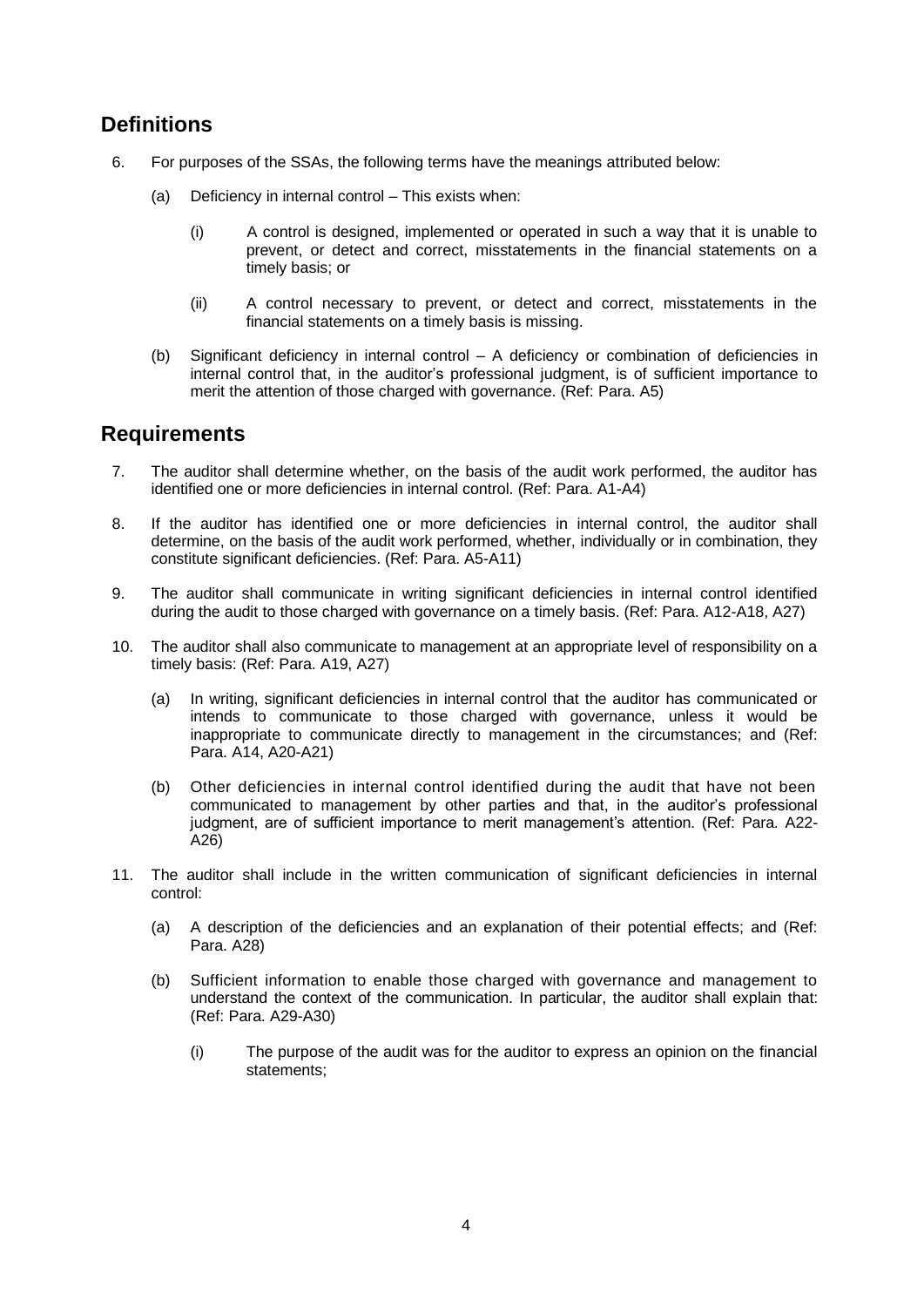## Definitions

6. For purposes of the SSAs, the following terms have the meanings attributed below:

   (a) Deficiency in internal control – This exists when:

      (i) A control is designed, implemented or operated in such a way that it is unable to prevent, or detect and correct, misstatements in the financial statements on a timely basis; or

      (ii) A control necessary to prevent, or detect and correct, misstatements in the financial statements on a timely basis is missing.

   (b) Significant deficiency in internal control – A deficiency or combination of deficiencies in internal control that, in the auditor's professional judgment, is of sufficient importance to merit the attention of those charged with governance. (Ref: Para. A5)

## Requirements

7. The auditor shall determine whether, on the basis of the audit work performed, the auditor has identified one or more deficiencies in internal control. (Ref: Para. A1-A4)

8. If the auditor has identified one or more deficiencies in internal control, the auditor shall determine, on the basis of the audit work performed, whether, individually or in combination, they constitute significant deficiencies. (Ref: Para. A5-A11)

9. The auditor shall communicate in writing significant deficiencies in internal control identified during the audit to those charged with governance on a timely basis. (Ref: Para. A12-A18, A27)

10. The auditor shall also communicate to management at an appropriate level of responsibility on a timely basis: (Ref: Para. A19, A27)

    (a) In writing, significant deficiencies in internal control that the auditor has communicated or intends to communicate to those charged with governance, unless it would be inappropriate to communicate directly to management in the circumstances; and (Ref: Para. A14, A20-A21)

    (b) Other deficiencies in internal control identified during the audit that have not been communicated to management by other parties and that, in the auditor's professional judgment, are of sufficient importance to merit management's attention. (Ref: Para. A22-A26)

11. The auditor shall include in the written communication of significant deficiencies in internal control:

    (a) A description of the deficiencies and an explanation of their potential effects; and (Ref: Para. A28)

    (b) Sufficient information to enable those charged with governance and management to understand the context of the communication. In particular, the auditor shall explain that: (Ref: Para. A29-A30)

       (i) The purpose of the audit was for the auditor to express an opinion on the financial statements;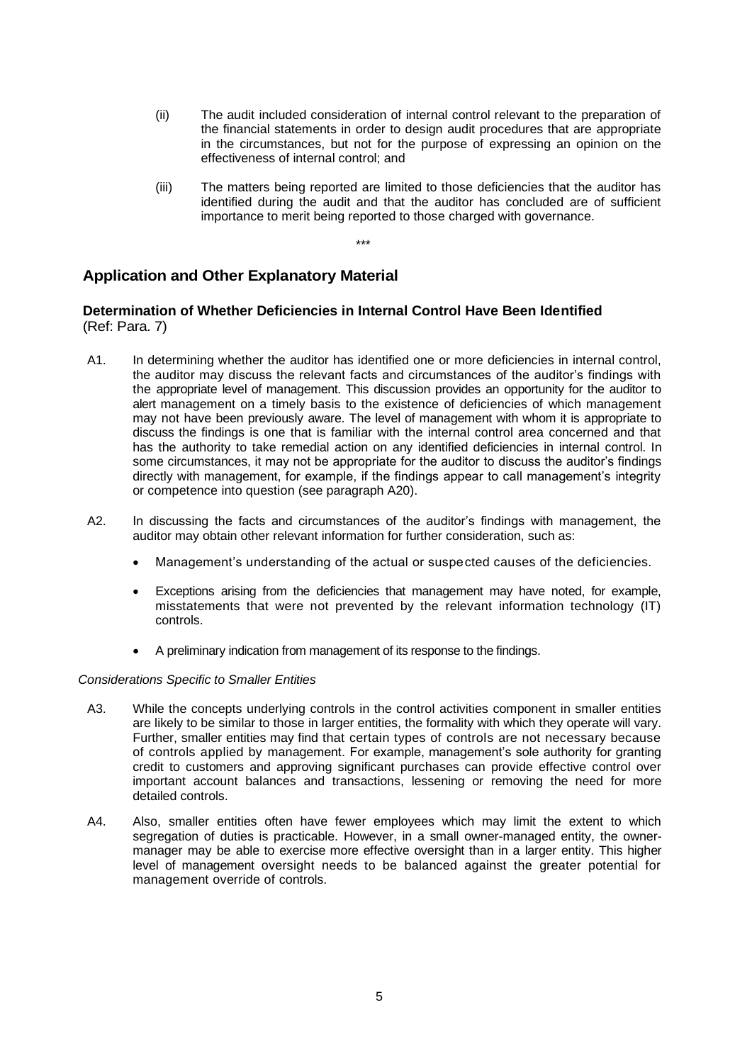(ii) The audit included consideration of internal control relevant to the preparation of the financial statements in order to design audit procedures that are appropriate in the circumstances, but not for the purpose of expressing an opinion on the effectiveness of internal control; and

(iii) The matters being reported are limited to those deficiencies that the auditor has identified during the audit and that the auditor has concluded are of sufficient importance to merit being reported to those charged with governance.

\*\*\*

## Application and Other Explanatory Material

### Determination of Whether Deficiencies in Internal Control Have Been Identified

(Ref: Para. 7)

A1. In determining whether the auditor has identified one or more deficiencies in internal control, the auditor may discuss the relevant facts and circumstances of the auditor's findings with the appropriate level of management. This discussion provides an opportunity for the auditor to alert management on a timely basis to the existence of deficiencies of which management may not have been previously aware. The level of management with whom it is appropriate to discuss the findings is one that is familiar with the internal control area concerned and that has the authority to take remedial action on any identified deficiencies in internal control. In some circumstances, it may not be appropriate for the auditor to discuss the auditor's findings directly with management, for example, if the findings appear to call management's integrity or competence into question (see paragraph A20).

A2. In discussing the facts and circumstances of the auditor's findings with management, the auditor may obtain other relevant information for further consideration, such as:

- Management's understanding of the actual or suspected causes of the deficiencies.
- Exceptions arising from the deficiencies that management may have noted, for example, misstatements that were not prevented by the relevant information technology (IT) controls.
- A preliminary indication from management of its response to the findings.

*Considerations Specific to Smaller Entities*

A3. While the concepts underlying controls in the control activities component in smaller entities are likely to be similar to those in larger entities, the formality with which they operate will vary. Further, smaller entities may find that certain types of controls are not necessary because of controls applied by management. For example, management's sole authority for granting credit to customers and approving significant purchases can provide effective control over important account balances and transactions, lessening or removing the need for more detailed controls.

A4. Also, smaller entities often have fewer employees which may limit the extent to which segregation of duties is practicable. However, in a small owner-managed entity, the owner-manager may be able to exercise more effective oversight than in a larger entity. This higher level of management oversight needs to be balanced against the greater potential for management override of controls.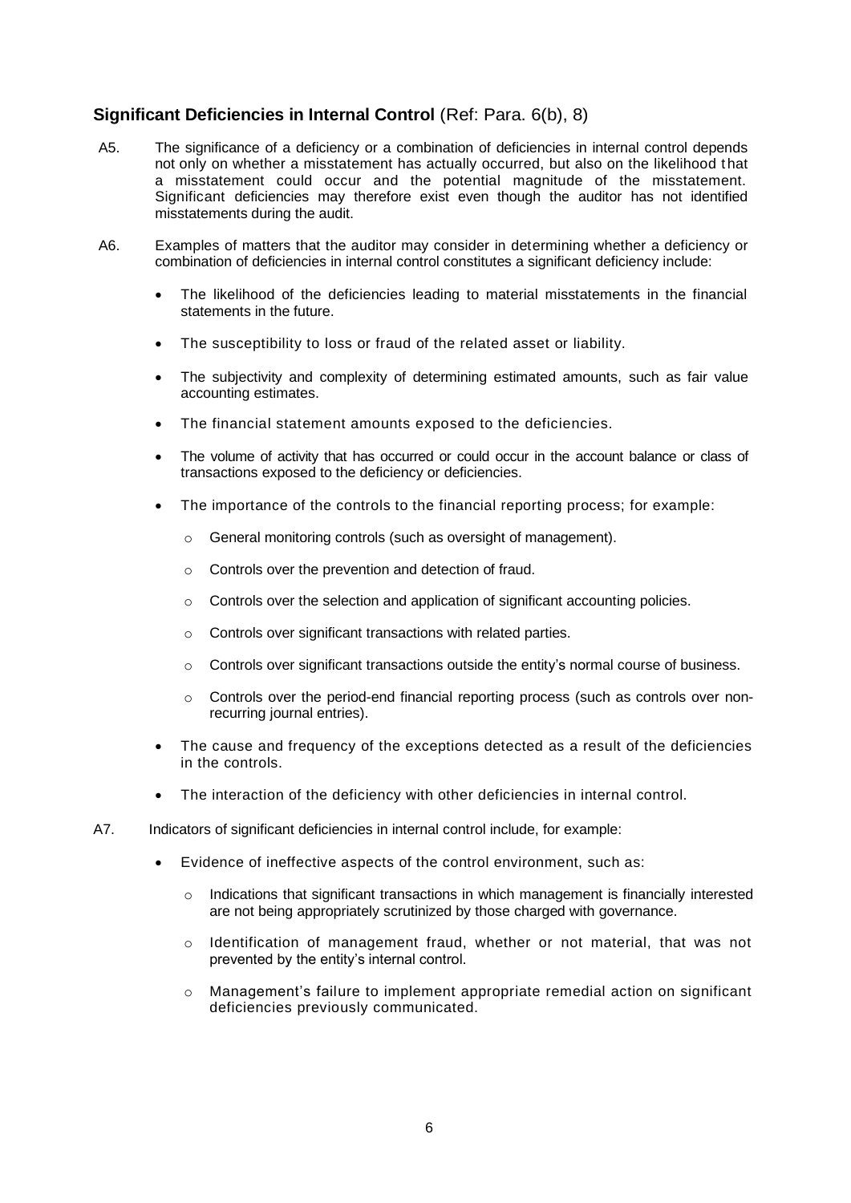## Significant Deficiencies in Internal Control (Ref: Para. 6(b), 8)

A5. The significance of a deficiency or a combination of deficiencies in internal control depends not only on whether a misstatement has actually occurred, but also on the likelihood that a misstatement could occur and the potential magnitude of the misstatement. Significant deficiencies may therefore exist even though the auditor has not identified misstatements during the audit.

A6. Examples of matters that the auditor may consider in determining whether a deficiency or combination of deficiencies in internal control constitutes a significant deficiency include:

- The likelihood of the deficiencies leading to material misstatements in the financial statements in the future.
- The susceptibility to loss or fraud of the related asset or liability.
- The subjectivity and complexity of determining estimated amounts, such as fair value accounting estimates.
- The financial statement amounts exposed to the deficiencies.
- The volume of activity that has occurred or could occur in the account balance or class of transactions exposed to the deficiency or deficiencies.
- The importance of the controls to the financial reporting process; for example:
  - General monitoring controls (such as oversight of management).
  - Controls over the prevention and detection of fraud.
  - Controls over the selection and application of significant accounting policies.
  - Controls over significant transactions with related parties.
  - Controls over significant transactions outside the entity's normal course of business.
  - Controls over the period-end financial reporting process (such as controls over non-recurring journal entries).
- The cause and frequency of the exceptions detected as a result of the deficiencies in the controls.
- The interaction of the deficiency with other deficiencies in internal control.

A7. Indicators of significant deficiencies in internal control include, for example:

- Evidence of ineffective aspects of the control environment, such as:
  - Indications that significant transactions in which management is financially interested are not being appropriately scrutinized by those charged with governance.
  - Identification of management fraud, whether or not material, that was not prevented by the entity's internal control.
  - Management's failure to implement appropriate remedial action on significant deficiencies previously communicated.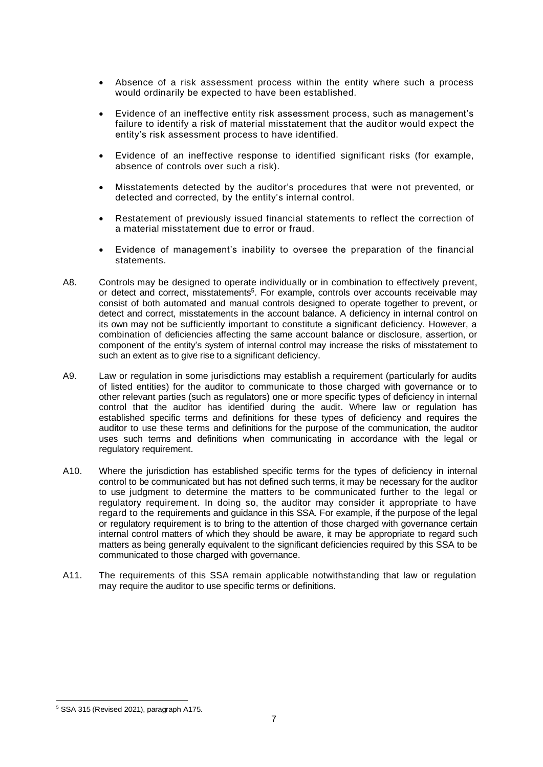- Absence of a risk assessment process within the entity where such a process would ordinarily be expected to have been established.
- Evidence of an ineffective entity risk assessment process, such as management's failure to identify a risk of material misstatement that the auditor would expect the entity's risk assessment process to have identified.
- Evidence of an ineffective response to identified significant risks (for example, absence of controls over such a risk).
- Misstatements detected by the auditor's procedures that were not prevented, or detected and corrected, by the entity's internal control.
- Restatement of previously issued financial statements to reflect the correction of a material misstatement due to error or fraud.
- Evidence of management's inability to oversee the preparation of the financial statements.

A8. Controls may be designed to operate individually or in combination to effectively prevent, or detect and correct, misstatements[5]. For example, controls over accounts receivable may consist of both automated and manual controls designed to operate together to prevent, or detect and correct, misstatements in the account balance. A deficiency in internal control on its own may not be sufficiently important to constitute a significant deficiency. However, a combination of deficiencies affecting the same account balance or disclosure, assertion, or component of the entity's system of internal control may increase the risks of misstatement to such an extent as to give rise to a significant deficiency.

A9. Law or regulation in some jurisdictions may establish a requirement (particularly for audits of listed entities) for the auditor to communicate to those charged with governance or to other relevant parties (such as regulators) one or more specific types of deficiency in internal control that the auditor has identified during the audit. Where law or regulation has established specific terms and definitions for these types of deficiency and requires the auditor to use these terms and definitions for the purpose of the communication, the auditor uses such terms and definitions when communicating in accordance with the legal or regulatory requirement.

A10. Where the jurisdiction has established specific terms for the types of deficiency in internal control to be communicated but has not defined such terms, it may be necessary for the auditor to use judgment to determine the matters to be communicated further to the legal or regulatory requirement. In doing so, the auditor may consider it appropriate to have regard to the requirements and guidance in this SSA. For example, if the purpose of the legal or regulatory requirement is to bring to the attention of those charged with governance certain internal control matters of which they should be aware, it may be appropriate to regard such matters as being generally equivalent to the significant deficiencies required by this SSA to be communicated to those charged with governance.

A11. The requirements of this SSA remain applicable notwithstanding that law or regulation may require the auditor to use specific terms or definitions.

[5] SSA 315 (Revised 2021), paragraph A175.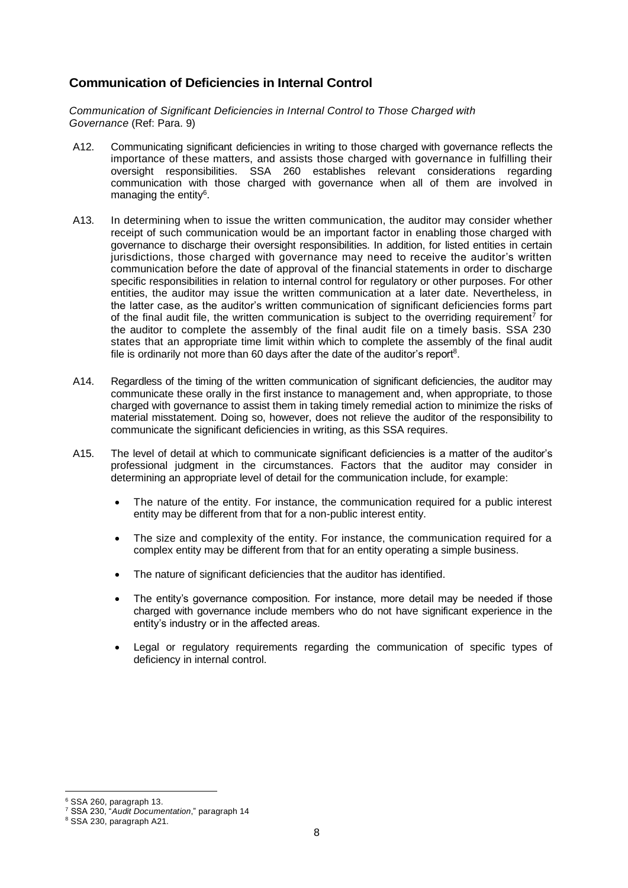## Communication of Deficiencies in Internal Control

*Communication of Significant Deficiencies in Internal Control to Those Charged with Governance* (Ref: Para. 9)

A12. Communicating significant deficiencies in writing to those charged with governance reflects the importance of these matters, and assists those charged with governance in fulfilling their oversight responsibilities. SSA 260 establishes relevant considerations regarding communication with those charged with governance when all of them are involved in managing the entity[6].

A13. In determining when to issue the written communication, the auditor may consider whether receipt of such communication would be an important factor in enabling those charged with governance to discharge their oversight responsibilities. In addition, for listed entities in certain jurisdictions, those charged with governance may need to receive the auditor's written communication before the date of approval of the financial statements in order to discharge specific responsibilities in relation to internal control for regulatory or other purposes. For other entities, the auditor may issue the written communication at a later date. Nevertheless, in the latter case, as the auditor's written communication of significant deficiencies forms part of the final audit file, the written communication is subject to the overriding requirement[7] for the auditor to complete the assembly of the final audit file on a timely basis. SSA 230 states that an appropriate time limit within which to complete the assembly of the final audit file is ordinarily not more than 60 days after the date of the auditor's report[8].

A14. Regardless of the timing of the written communication of significant deficiencies, the auditor may communicate these orally in the first instance to management and, when appropriate, to those charged with governance to assist them in taking timely remedial action to minimize the risks of material misstatement. Doing so, however, does not relieve the auditor of the responsibility to communicate the significant deficiencies in writing, as this SSA requires.

A15. The level of detail at which to communicate significant deficiencies is a matter of the auditor's professional judgment in the circumstances. Factors that the auditor may consider in determining an appropriate level of detail for the communication include, for example:

- The nature of the entity. For instance, the communication required for a public interest entity may be different from that for a non-public interest entity.
- The size and complexity of the entity. For instance, the communication required for a complex entity may be different from that for an entity operating a simple business.
- The nature of significant deficiencies that the auditor has identified.
- The entity's governance composition. For instance, more detail may be needed if those charged with governance include members who do not have significant experience in the entity's industry or in the affected areas.
- Legal or regulatory requirements regarding the communication of specific types of deficiency in internal control.

---

[6] SSA 260, paragraph 13.

[7] SSA 230, "*Audit Documentation*," paragraph 14

[8] SSA 230, paragraph A21.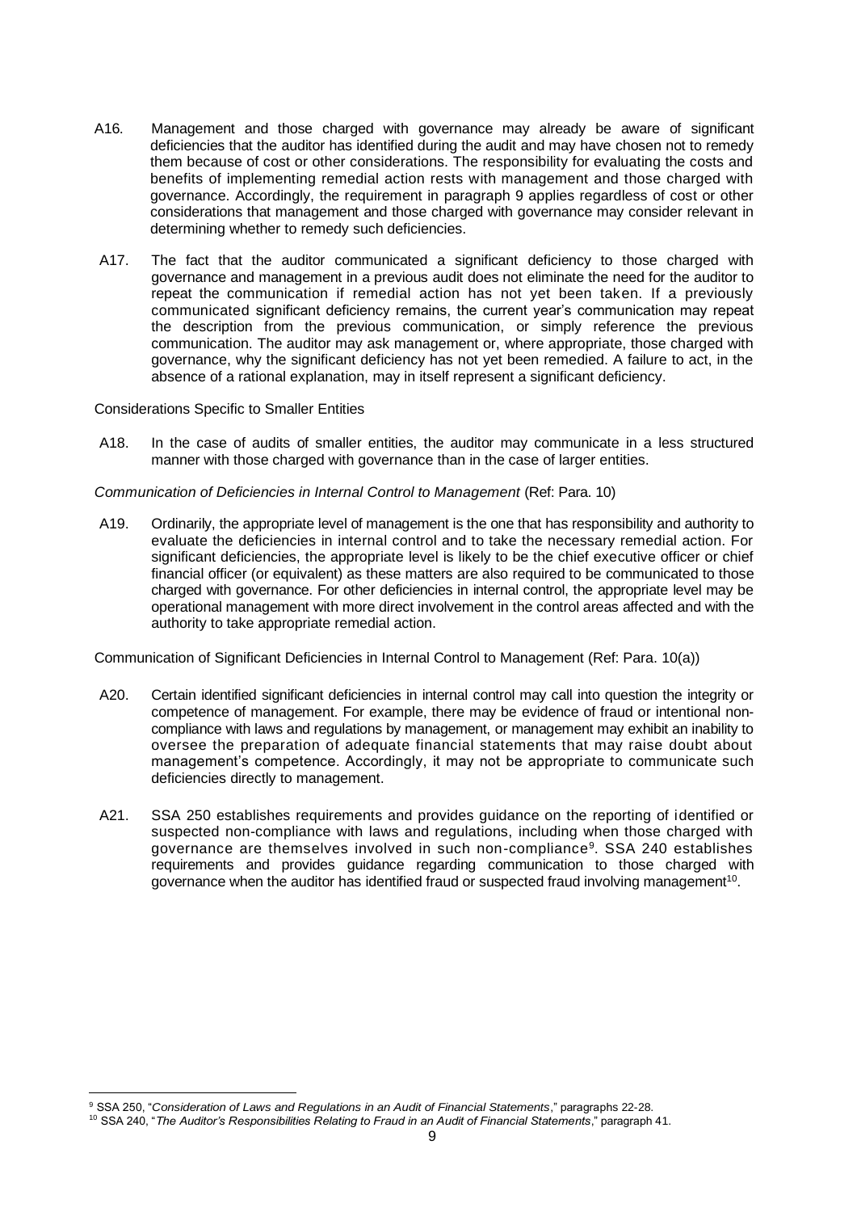A16. Management and those charged with governance may already be aware of significant deficiencies that the auditor has identified during the audit and may have chosen not to remedy them because of cost or other considerations. The responsibility for evaluating the costs and benefits of implementing remedial action rests with management and those charged with governance. Accordingly, the requirement in paragraph 9 applies regardless of cost or other considerations that management and those charged with governance may consider relevant in determining whether to remedy such deficiencies.

A17. The fact that the auditor communicated a significant deficiency to those charged with governance and management in a previous audit does not eliminate the need for the auditor to repeat the communication if remedial action has not yet been taken. If a previously communicated significant deficiency remains, the current year's communication may repeat the description from the previous communication, or simply reference the previous communication. The auditor may ask management or, where appropriate, those charged with governance, why the significant deficiency has not yet been remedied. A failure to act, in the absence of a rational explanation, may in itself represent a significant deficiency.

Considerations Specific to Smaller Entities

A18. In the case of audits of smaller entities, the auditor may communicate in a less structured manner with those charged with governance than in the case of larger entities.

*Communication of Deficiencies in Internal Control to Management* (Ref: Para. 10)

A19. Ordinarily, the appropriate level of management is the one that has responsibility and authority to evaluate the deficiencies in internal control and to take the necessary remedial action. For significant deficiencies, the appropriate level is likely to be the chief executive officer or chief financial officer (or equivalent) as these matters are also required to be communicated to those charged with governance. For other deficiencies in internal control, the appropriate level may be operational management with more direct involvement in the control areas affected and with the authority to take appropriate remedial action.

Communication of Significant Deficiencies in Internal Control to Management (Ref: Para. 10(a))

A20. Certain identified significant deficiencies in internal control may call into question the integrity or competence of management. For example, there may be evidence of fraud or intentional non-compliance with laws and regulations by management, or management may exhibit an inability to oversee the preparation of adequate financial statements that may raise doubt about management's competence. Accordingly, it may not be appropriate to communicate such deficiencies directly to management.

A21. SSA 250 establishes requirements and provides guidance on the reporting of identified or suspected non-compliance with laws and regulations, including when those charged with governance are themselves involved in such non-compliance[9]. SSA 240 establishes requirements and provides guidance regarding communication to those charged with governance when the auditor has identified fraud or suspected fraud involving management[10].

---

[9] SSA 250, "*Consideration of Laws and Regulations in an Audit of Financial Statements*," paragraphs 22-28.

[10] SSA 240, "*The Auditor's Responsibilities Relating to Fraud in an Audit of Financial Statements*," paragraph 41.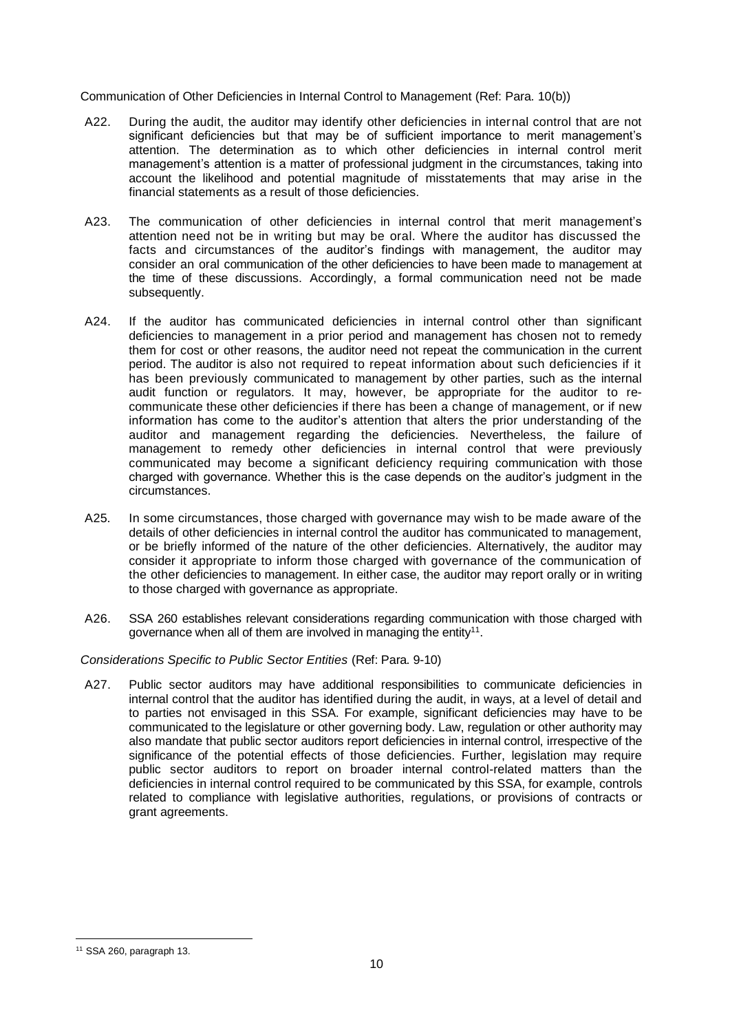Communication of Other Deficiencies in Internal Control to Management (Ref: Para. 10(b))

A22. During the audit, the auditor may identify other deficiencies in internal control that are not significant deficiencies but that may be of sufficient importance to merit management's attention. The determination as to which other deficiencies in internal control merit management's attention is a matter of professional judgment in the circumstances, taking into account the likelihood and potential magnitude of misstatements that may arise in the financial statements as a result of those deficiencies.

A23. The communication of other deficiencies in internal control that merit management's attention need not be in writing but may be oral. Where the auditor has discussed the facts and circumstances of the auditor's findings with management, the auditor may consider an oral communication of the other deficiencies to have been made to management at the time of these discussions. Accordingly, a formal communication need not be made subsequently.

A24. If the auditor has communicated deficiencies in internal control other than significant deficiencies to management in a prior period and management has chosen not to remedy them for cost or other reasons, the auditor need not repeat the communication in the current period. The auditor is also not required to repeat information about such deficiencies if it has been previously communicated to management by other parties, such as the internal audit function or regulators. It may, however, be appropriate for the auditor to re-communicate these other deficiencies if there has been a change of management, or if new information has come to the auditor's attention that alters the prior understanding of the auditor and management regarding the deficiencies. Nevertheless, the failure of management to remedy other deficiencies in internal control that were previously communicated may become a significant deficiency requiring communication with those charged with governance. Whether this is the case depends on the auditor's judgment in the circumstances.

A25. In some circumstances, those charged with governance may wish to be made aware of the details of other deficiencies in internal control the auditor has communicated to management, or be briefly informed of the nature of the other deficiencies. Alternatively, the auditor may consider it appropriate to inform those charged with governance of the communication of the other deficiencies to management. In either case, the auditor may report orally or in writing to those charged with governance as appropriate.

A26. SSA 260 establishes relevant considerations regarding communication with those charged with governance when all of them are involved in managing the entity[11].

*Considerations Specific to Public Sector Entities* (Ref: Para. 9-10)

A27. Public sector auditors may have additional responsibilities to communicate deficiencies in internal control that the auditor has identified during the audit, in ways, at a level of detail and to parties not envisaged in this SSA. For example, significant deficiencies may have to be communicated to the legislature or other governing body. Law, regulation or other authority may also mandate that public sector auditors report deficiencies in internal control, irrespective of the significance of the potential effects of those deficiencies. Further, legislation may require public sector auditors to report on broader internal control-related matters than the deficiencies in internal control required to be communicated by this SSA, for example, controls related to compliance with legislative authorities, regulations, or provisions of contracts or grant agreements.

[11] SSA 260, paragraph 13.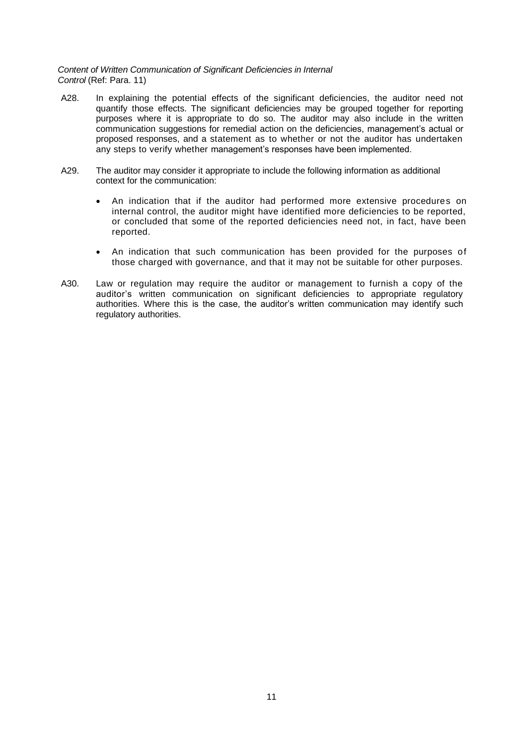*Content of Written Communication of Significant Deficiencies in Internal Control* (Ref: Para. 11)

A28. In explaining the potential effects of the significant deficiencies, the auditor need not quantify those effects. The significant deficiencies may be grouped together for reporting purposes where it is appropriate to do so. The auditor may also include in the written communication suggestions for remedial action on the deficiencies, management's actual or proposed responses, and a statement as to whether or not the auditor has undertaken any steps to verify whether management's responses have been implemented.

A29. The auditor may consider it appropriate to include the following information as additional context for the communication:

- An indication that if the auditor had performed more extensive procedures on internal control, the auditor might have identified more deficiencies to be reported, or concluded that some of the reported deficiencies need not, in fact, have been reported.
- An indication that such communication has been provided for the purposes of those charged with governance, and that it may not be suitable for other purposes.

A30. Law or regulation may require the auditor or management to furnish a copy of the auditor's written communication on significant deficiencies to appropriate regulatory authorities. Where this is the case, the auditor's written communication may identify such regulatory authorities.